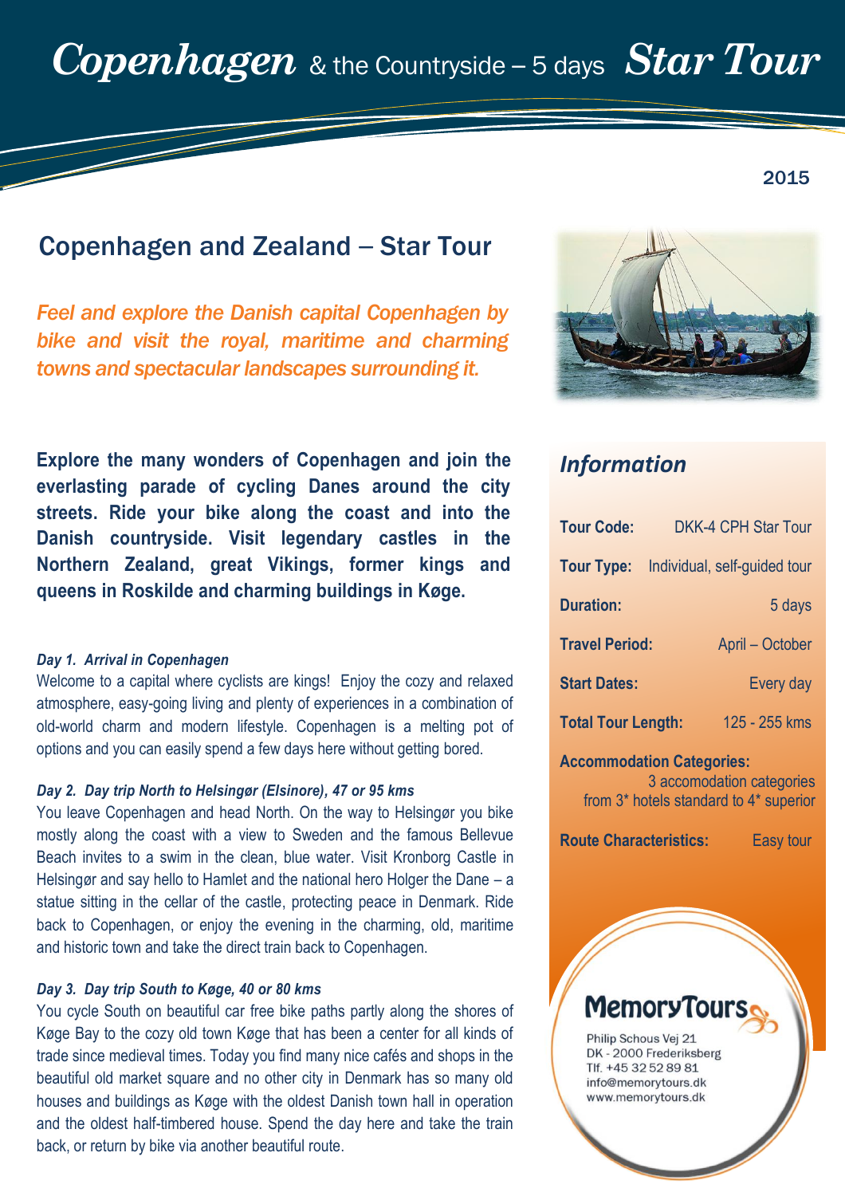# Copenhagen & the Countryside – 5 days Star Tour

2015

## Copenhagen and Zealand – Star Tour

*Feel and explore the Danish capital Copenhagen by bike and visit the royal, maritime and charming towns and spectacular landscapes surrounding it.*

**Explore the many wonders of Copenhagen and join the everlasting parade of cycling Danes around the city streets. Ride your bike along the coast and into the Danish countryside. Visit legendary castles in the Northern Zealand, great Vikings, former kings and queens in Roskilde and charming buildings in Køge.**

***Day 1. Arrival in Copenhagen***

Welcome to a capital where cyclists are kings! Enjoy the cozy and relaxed atmosphere, easy-going living and plenty of experiences in a combination of old-world charm and modern lifestyle. Copenhagen is a melting pot of options and you can easily spend a few days here without getting bored.

***Day 2. Day trip North to Helsingør (Elsinore), 47 or 95 kms***

You leave Copenhagen and head North. On the way to Helsingør you bike mostly along the coast with a view to Sweden and the famous Bellevue Beach invites to a swim in the clean, blue water. Visit Kronborg Castle in Helsingør and say hello to Hamlet and the national hero Holger the Dane – a statue sitting in the cellar of the castle, protecting peace in Denmark. Ride back to Copenhagen, or enjoy the evening in the charming, old, maritime and historic town and take the direct train back to Copenhagen.

***Day 3. Day trip South to Køge, 40 or 80 kms***

You cycle South on beautiful car free bike paths partly along the shores of Køge Bay to the cozy old town Køge that has been a center for all kinds of trade since medieval times. Today you find many nice cafés and shops in the beautiful old market square and no other city in Denmark has so many old houses and buildings as Køge with the oldest Danish town hall in operation and the oldest half-timbered house. Spend the day here and take the train back, or return by bike via another beautiful route.

### *Information*

| | |
|---|---|
| **Tour Code:** | DKK-4 CPH Star Tour |
| **Tour Type:** | Individual, self-guided tour |
| **Duration:** | 5 days |
| **Travel Period:** | April – October |
| **Start Dates:** | Every day |
| **Total Tour Length:** | 125 - 255 kms |
| **Accommodation Categories:** | 3 accomodation categories from 3* hotels standard to 4* superior |
| **Route Characteristics:** | Easy tour |

**MemoryTours**

Philip Schous Vej 21
DK - 2000 Frederiksberg
Tlf. +45 32 52 89 81
info@memorytours.dk
www.memorytours.dk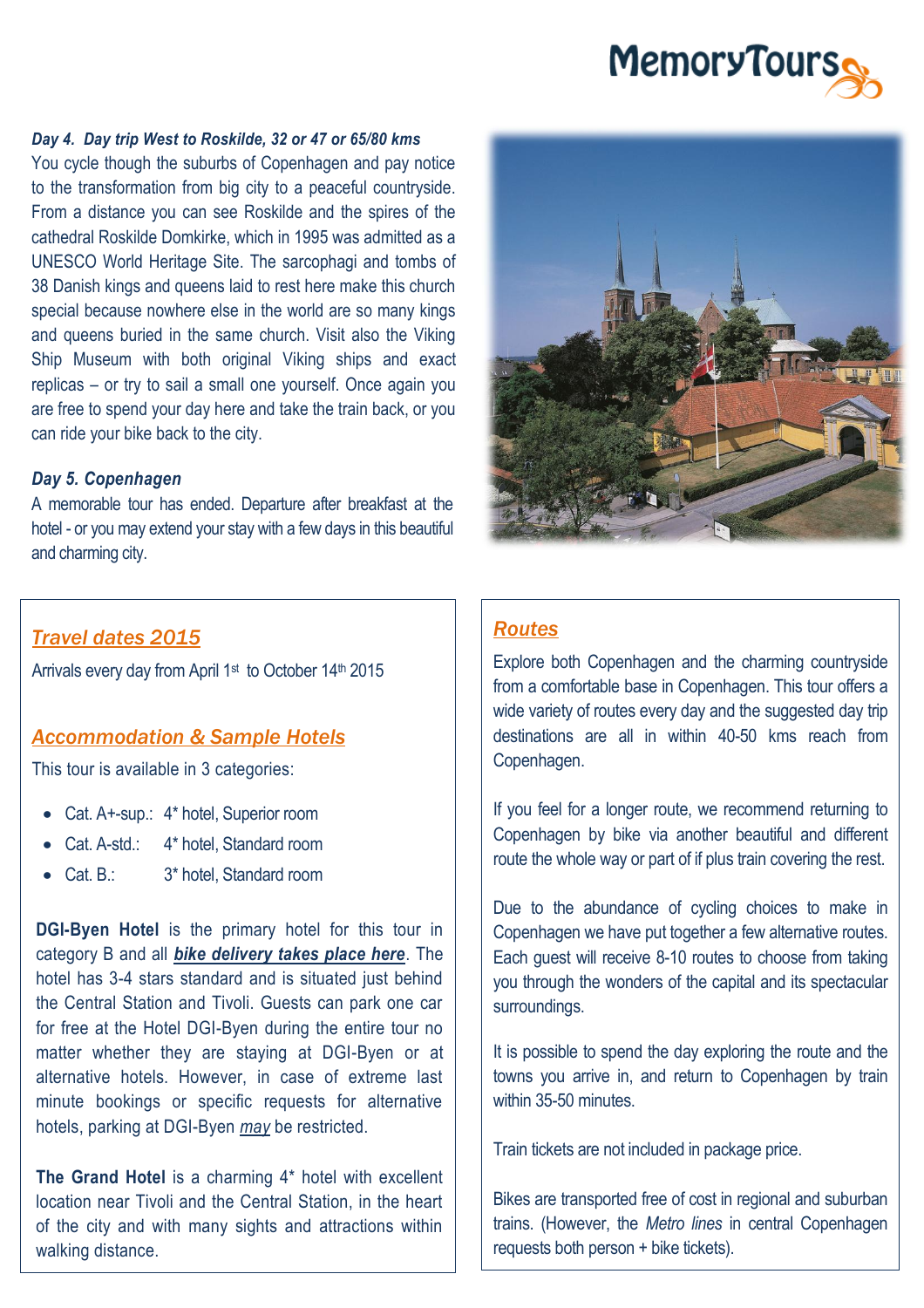### *Day 4. Day trip West to Roskilde, 32 or 47 or 65/80 kms*

You cycle though the suburbs of Copenhagen and pay notice to the transformation from big city to a peaceful countryside. From a distance you can see Roskilde and the spires of the cathedral Roskilde Domkirke, which in 1995 was admitted as a UNESCO World Heritage Site. The sarcophagi and tombs of 38 Danish kings and queens laid to rest here make this church special because nowhere else in the world are so many kings and queens buried in the same church. Visit also the Viking Ship Museum with both original Viking ships and exact replicas – or try to sail a small one yourself. Once again you are free to spend your day here and take the train back, or you can ride your bike back to the city.

### *Day 5. Copenhagen*

A memorable tour has ended. Departure after breakfast at the hotel - or you may extend your stay with a few days in this beautiful and charming city.

## *Travel dates 2015*

Arrivals every day from April 1st to October 14th 2015

## *Accommodation & Sample Hotels*

This tour is available in 3 categories:

- Cat. A+-sup.: 4* hotel, Superior room
- Cat. A-std.: 4* hotel, Standard room
- Cat. B.: 3* hotel, Standard room

**DGI-Byen Hotel** is the primary hotel for this tour in category B and all ***bike delivery takes place here***. The hotel has 3-4 stars standard and is situated just behind the Central Station and Tivoli. Guests can park one car for free at the Hotel DGI-Byen during the entire tour no matter whether they are staying at DGI-Byen or at alternative hotels. However, in case of extreme last minute bookings or specific requests for alternative hotels, parking at DGI-Byen *may* be restricted.

**The Grand Hotel** is a charming 4* hotel with excellent location near Tivoli and the Central Station, in the heart of the city and with many sights and attractions within walking distance.

## *Routes*

Explore both Copenhagen and the charming countryside from a comfortable base in Copenhagen. This tour offers a wide variety of routes every day and the suggested day trip destinations are all in within 40-50 kms reach from Copenhagen.

If you feel for a longer route, we recommend returning to Copenhagen by bike via another beautiful and different route the whole way or part of if plus train covering the rest.

Due to the abundance of cycling choices to make in Copenhagen we have put together a few alternative routes. Each guest will receive 8-10 routes to choose from taking you through the wonders of the capital and its spectacular surroundings.

It is possible to spend the day exploring the route and the towns you arrive in, and return to Copenhagen by train within 35-50 minutes.

Train tickets are not included in package price.

Bikes are transported free of cost in regional and suburban trains. (However, the *Metro lines* in central Copenhagen requests both person + bike tickets).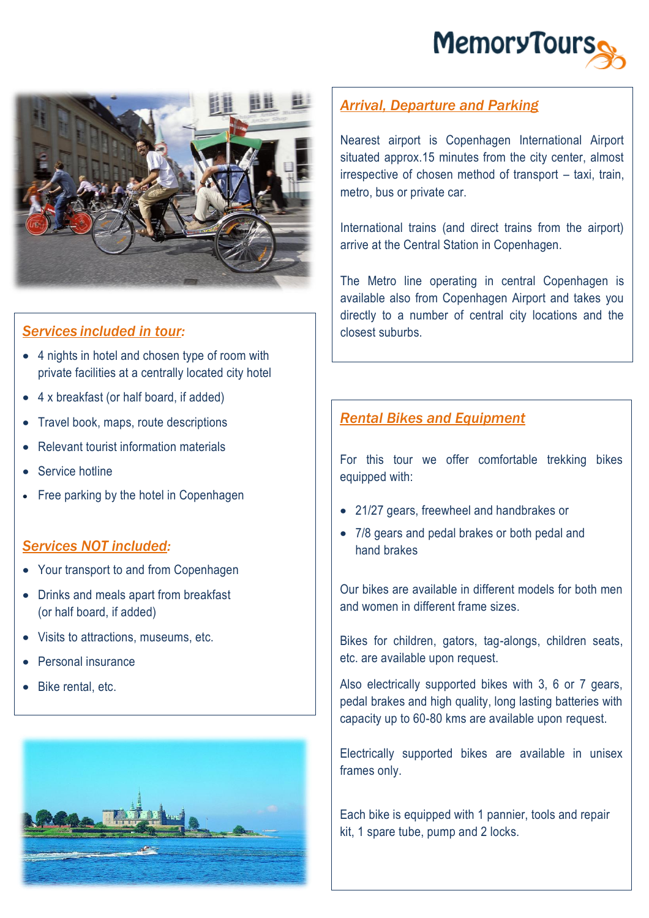## Services included in tour:

- 4 nights in hotel and chosen type of room with private facilities at a centrally located city hotel
- 4 x breakfast (or half board, if added)
- Travel book, maps, route descriptions
- Relevant tourist information materials
- Service hotline
- Free parking by the hotel in Copenhagen

## Services NOT included:

- Your transport to and from Copenhagen
- Drinks and meals apart from breakfast (or half board, if added)
- Visits to attractions, museums, etc.
- Personal insurance
- Bike rental, etc.

## Arrival, Departure and Parking

Nearest airport is Copenhagen International Airport situated approx.15 minutes from the city center, almost irrespective of chosen method of transport – taxi, train, metro, bus or private car.

International trains (and direct trains from the airport) arrive at the Central Station in Copenhagen.

The Metro line operating in central Copenhagen is available also from Copenhagen Airport and takes you directly to a number of central city locations and the closest suburbs.

## Rental Bikes and Equipment

For this tour we offer comfortable trekking bikes equipped with:

- 21/27 gears, freewheel and handbrakes or
- 7/8 gears and pedal brakes or both pedal and hand brakes

Our bikes are available in different models for both men and women in different frame sizes.

Bikes for children, gators, tag-alongs, children seats, etc. are available upon request.

Also electrically supported bikes with 3, 6 or 7 gears, pedal brakes and high quality, long lasting batteries with capacity up to 60-80 kms are available upon request.

Electrically supported bikes are available in unisex frames only.

Each bike is equipped with 1 pannier, tools and repair kit, 1 spare tube, pump and 2 locks.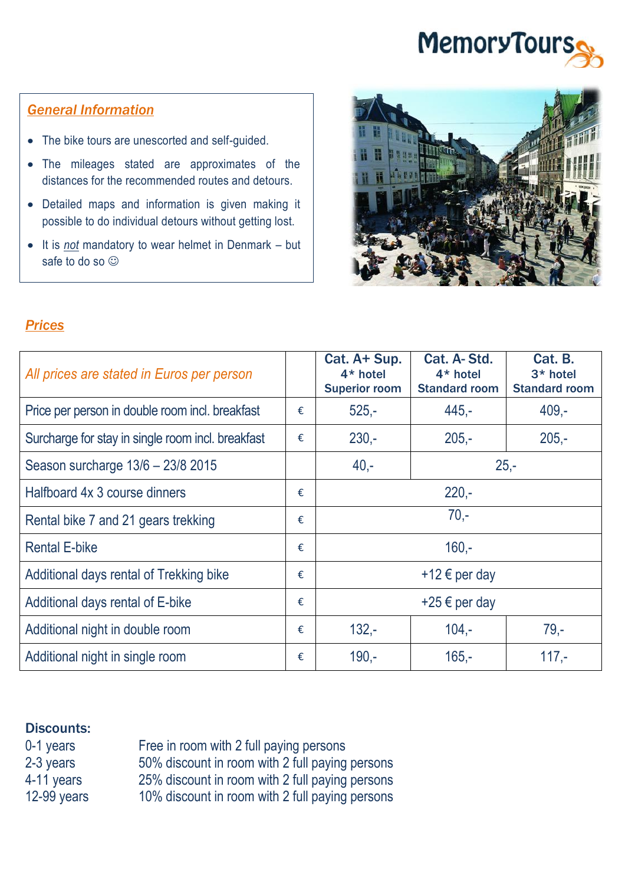MemoryTours

## General Information

- The bike tours are unescorted and self-guided.
- The mileages stated are approximates of the distances for the recommended routes and detours.
- Detailed maps and information is given making it possible to do individual detours without getting lost.
- It is *not* mandatory to wear helmet in Denmark – but safe to do so ☺

## Prices

| *All prices are stated in Euros per person* | | Cat. A+ Sup. 4* hotel Superior room | Cat. A- Std. 4* hotel Standard room | Cat. B. 3* hotel Standard room |
|---|---|---|---|---|
| Price per person in double room incl. breakfast | € | 525,- | 445,- | 409,- |
| Surcharge for stay in single room incl. breakfast | € | 230,- | 205,- | 205,- |
| Season surcharge 13/6 – 23/8 2015 | | 40,- | 25,- | |
| Halfboard 4x 3 course dinners | € | 220,- | | |
| Rental bike 7 and 21 gears trekking | € | 70,- | | |
| Rental E-bike | € | 160,- | | |
| Additional days rental of Trekking bike | € | +12 € per day | | |
| Additional days rental of E-bike | € | +25 € per day | | |
| Additional night in double room | € | 132,- | 104,- | 79,- |
| Additional night in single room | € | 190,- | 165,- | 117,- |

**Discounts:**

| | |
|---|---|
| 0-1 years | Free in room with 2 full paying persons |
| 2-3 years | 50% discount in room with 2 full paying persons |
| 4-11 years | 25% discount in room with 2 full paying persons |
| 12-99 years | 10% discount in room with 2 full paying persons |